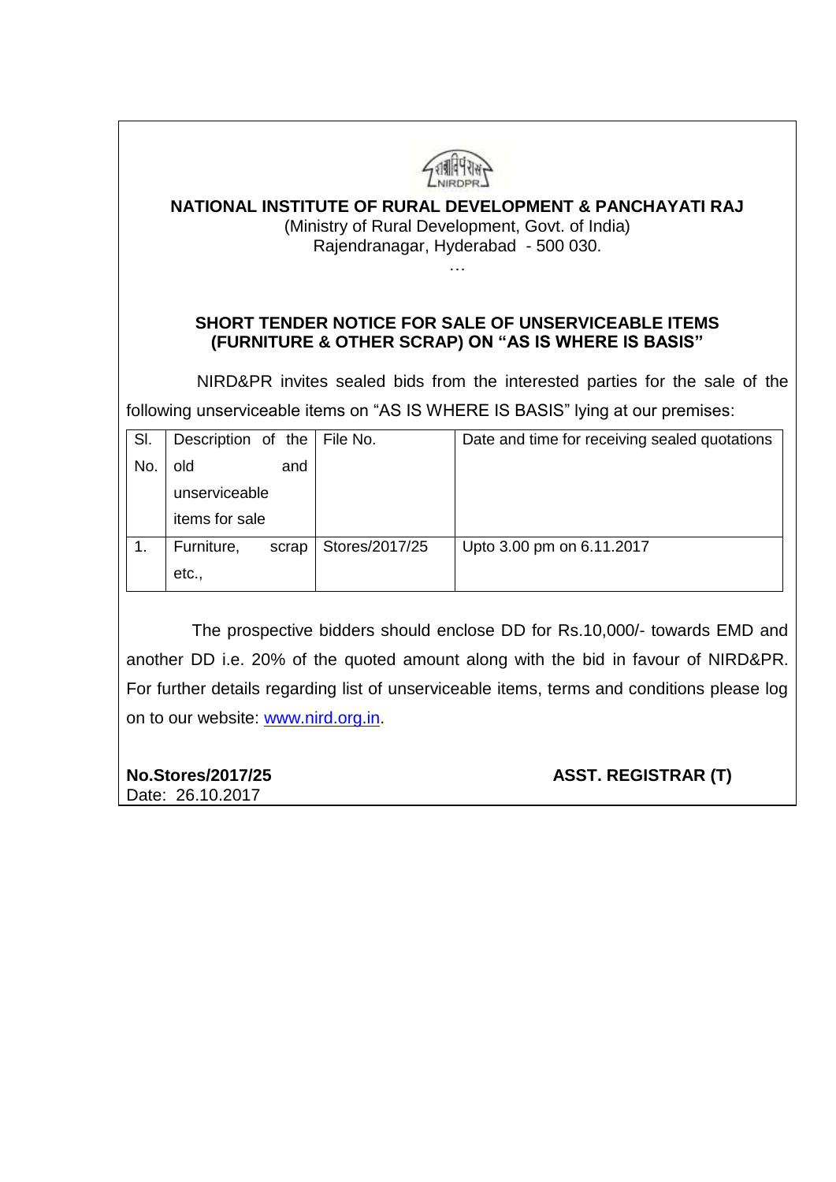# NATIONAL INSTITUTE OF RURAL DEVELOPMENT & PANCHAYATI RAJ

(Ministry of Rural Development, Govt. of India)
Rajendranagar, Hyderabad - 500 030.

…

## SHORT TENDER NOTICE FOR SALE OF UNSERVICEABLE ITEMS (FURNITURE & OTHER SCRAP) ON "AS IS WHERE IS BASIS"

NIRD&PR invites sealed bids from the interested parties for the sale of the following unserviceable items on "AS IS WHERE IS BASIS" lying at our premises:

| Sl. No. | Description of the old and unserviceable items for sale | File No. | Date and time for receiving sealed quotations |
|---|---|---|---|
| 1. | Furniture, scrap etc., | Stores/2017/25 | Upto 3.00 pm on 6.11.2017 |

The prospective bidders should enclose DD for Rs.10,000/- towards EMD and another DD i.e. 20% of the quoted amount along with the bid in favour of NIRD&PR. For further details regarding list of unserviceable items, terms and conditions please log on to our website: www.nird.org.in.

**No.Stores/2017/25**
Date: 26.10.2017

**ASST. REGISTRAR (T)**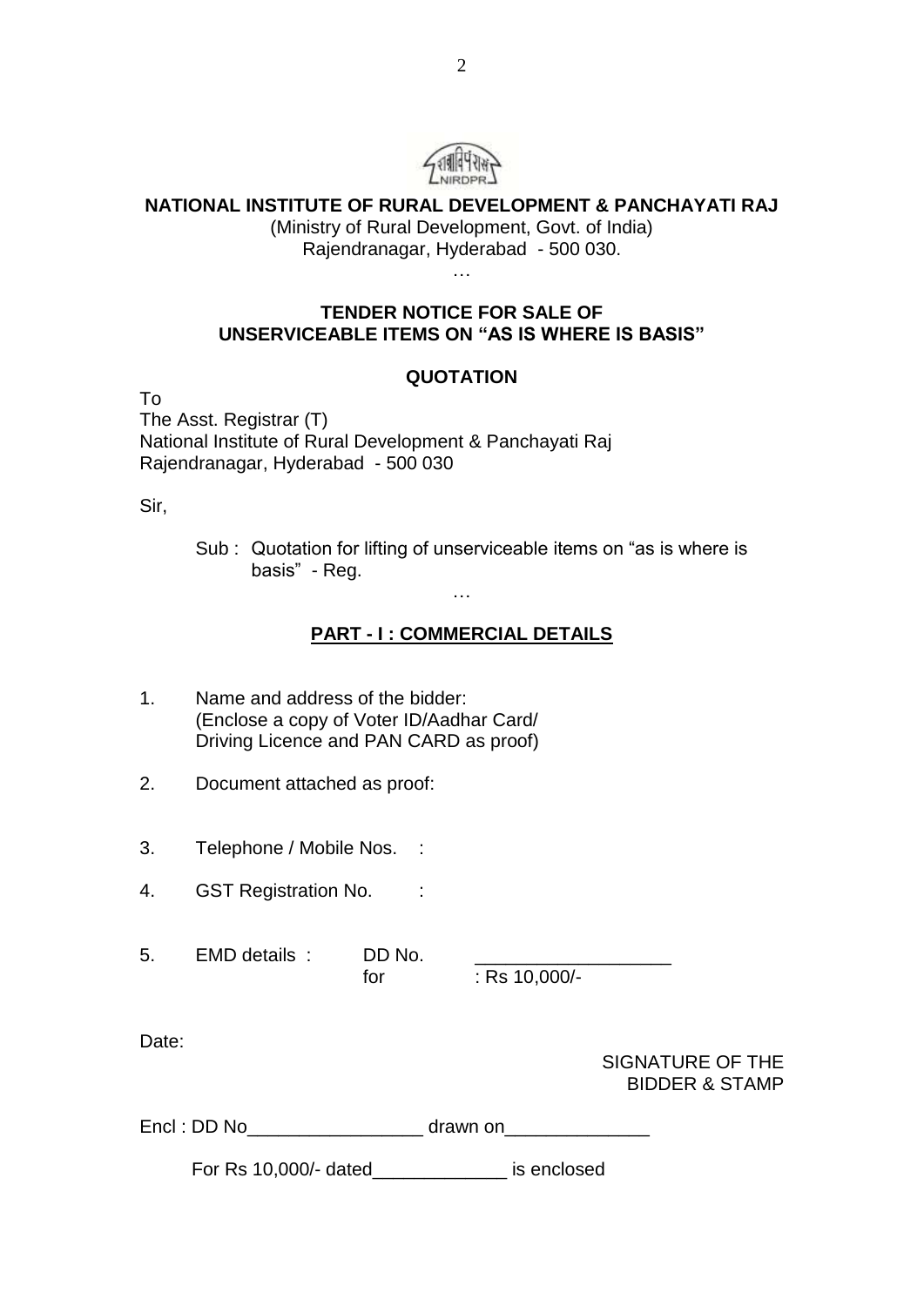**NATIONAL INSTITUTE OF RURAL DEVELOPMENT & PANCHAYATI RAJ**

(Ministry of Rural Development, Govt. of India)
Rajendranagar, Hyderabad - 500 030.

…

**TENDER NOTICE FOR SALE OF**
**UNSERVICEABLE ITEMS ON "AS IS WHERE IS BASIS"**

**QUOTATION**

To
The Asst. Registrar (T)
National Institute of Rural Development & Panchayati Raj
Rajendranagar, Hyderabad - 500 030

Sir,

Sub : Quotation for lifting of unserviceable items on "as is where is basis" - Reg.

…

**PART - I : COMMERCIAL DETAILS**

1. Name and address of the bidder:
   (Enclose a copy of Voter ID/Aadhar Card/ Driving Licence and PAN CARD as proof)

2. Document attached as proof:

3. Telephone / Mobile Nos. :

4. GST Registration No. :

5. EMD details : DD No. ___________________
   for : Rs 10,000/-

Date:

SIGNATURE OF THE
BIDDER & STAMP

Encl : DD No________________ drawn on_____________

For Rs 10,000/- dated____________ is enclosed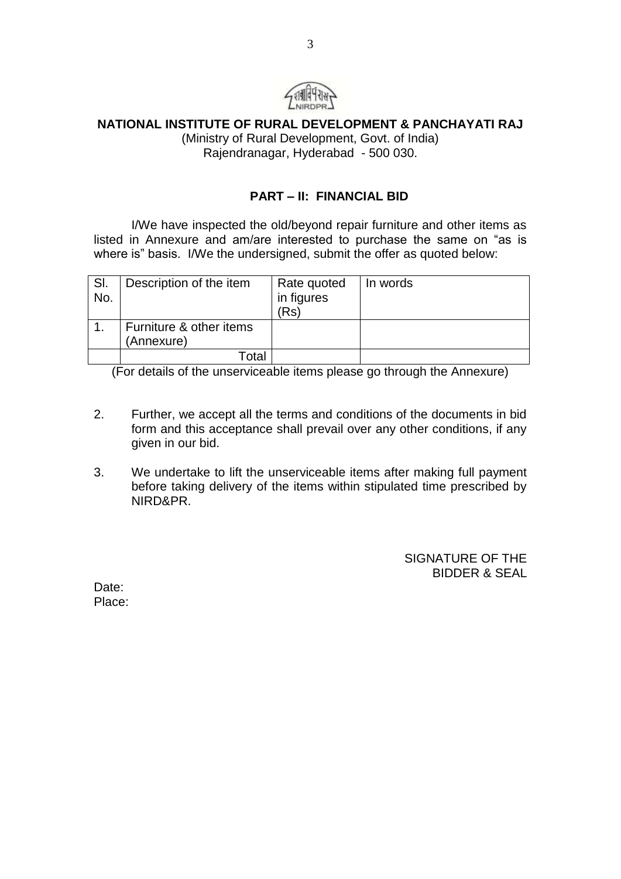**NATIONAL INSTITUTE OF RURAL DEVELOPMENT & PANCHAYATI RAJ**
(Ministry of Rural Development, Govt. of India)
Rajendranagar, Hyderabad - 500 030.

## PART – II: FINANCIAL BID

I/We have inspected the old/beyond repair furniture and other items as listed in Annexure and am/are interested to purchase the same on "as is where is" basis. I/We the undersigned, submit the offer as quoted below:

| Sl. No. | Description of the item | Rate quoted in figures (Rs) | In words |
|---|---|---|---|
| 1. | Furniture & other items (Annexure) | | |
| | Total | | |

(For details of the unserviceable items please go through the Annexure)

2. Further, we accept all the terms and conditions of the documents in bid form and this acceptance shall prevail over any other conditions, if any given in our bid.

3. We undertake to lift the unserviceable items after making full payment before taking delivery of the items within stipulated time prescribed by NIRD&PR.

SIGNATURE OF THE BIDDER & SEAL

Date:
Place: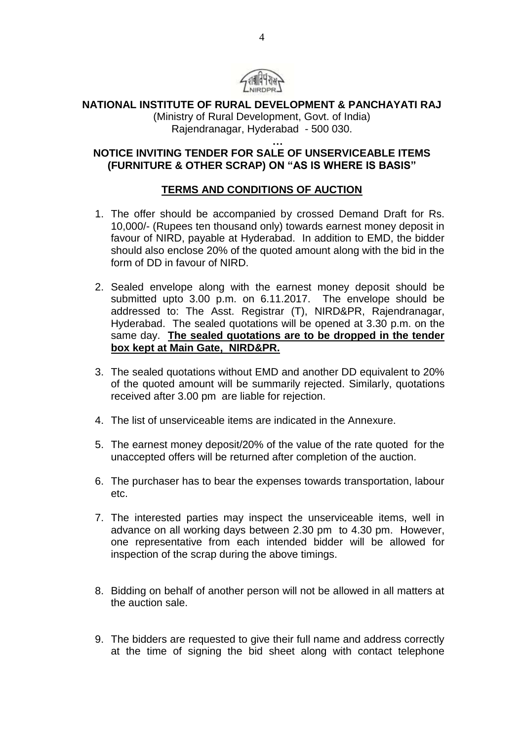**NATIONAL INSTITUTE OF RURAL DEVELOPMENT & PANCHAYATI RAJ**

(Ministry of Rural Development, Govt. of India)
Rajendranagar, Hyderabad - 500 030.

…

## NOTICE INVITING TENDER FOR SALE OF UNSERVICEABLE ITEMS (FURNITURE & OTHER SCRAP) ON "AS IS WHERE IS BASIS"

### TERMS AND CONDITIONS OF AUCTION

1. The offer should be accompanied by crossed Demand Draft for Rs. 10,000/- (Rupees ten thousand only) towards earnest money deposit in favour of NIRD, payable at Hyderabad. In addition to EMD, the bidder should also enclose 20% of the quoted amount along with the bid in the form of DD in favour of NIRD.

2. Sealed envelope along with the earnest money deposit should be submitted upto 3.00 p.m. on 6.11.2017. The envelope should be addressed to: The Asst. Registrar (T), NIRD&PR, Rajendranagar, Hyderabad. The sealed quotations will be opened at 3.30 p.m. on the same day. **The sealed quotations are to be dropped in the tender box kept at Main Gate, NIRD&PR.**

3. The sealed quotations without EMD and another DD equivalent to 20% of the quoted amount will be summarily rejected. Similarly, quotations received after 3.00 pm are liable for rejection.

4. The list of unserviceable items are indicated in the Annexure.

5. The earnest money deposit/20% of the value of the rate quoted for the unaccepted offers will be returned after completion of the auction.

6. The purchaser has to bear the expenses towards transportation, labour etc.

7. The interested parties may inspect the unserviceable items, well in advance on all working days between 2.30 pm to 4.30 pm. However, one representative from each intended bidder will be allowed for inspection of the scrap during the above timings.

8. Bidding on behalf of another person will not be allowed in all matters at the auction sale.

9. The bidders are requested to give their full name and address correctly at the time of signing the bid sheet along with contact telephone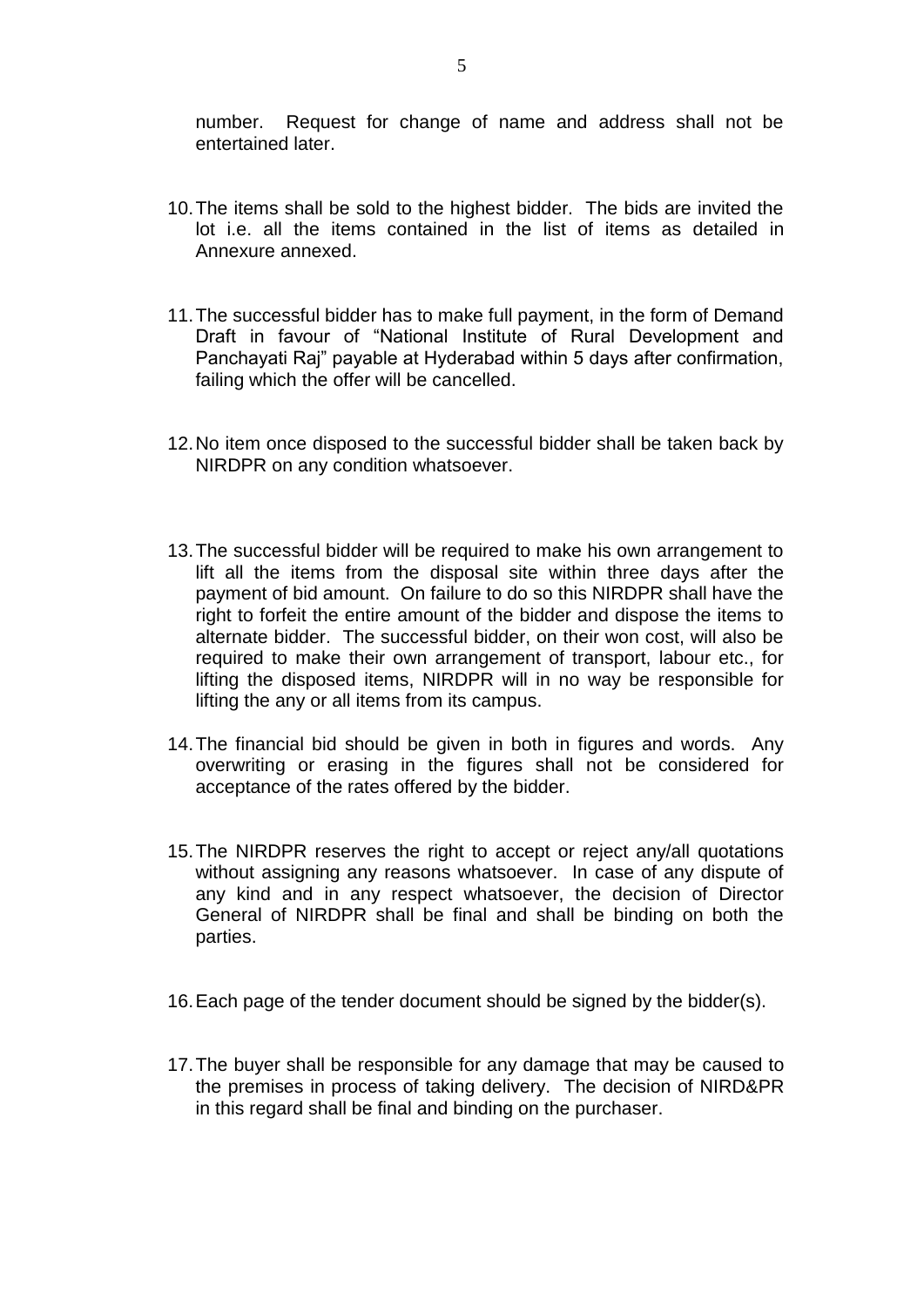number. Request for change of name and address shall not be entertained later.

10. The items shall be sold to the highest bidder. The bids are invited the lot i.e. all the items contained in the list of items as detailed in Annexure annexed.

11. The successful bidder has to make full payment, in the form of Demand Draft in favour of "National Institute of Rural Development and Panchayati Raj" payable at Hyderabad within 5 days after confirmation, failing which the offer will be cancelled.

12. No item once disposed to the successful bidder shall be taken back by NIRDPR on any condition whatsoever.

13. The successful bidder will be required to make his own arrangement to lift all the items from the disposal site within three days after the payment of bid amount. On failure to do so this NIRDPR shall have the right to forfeit the entire amount of the bidder and dispose the items to alternate bidder. The successful bidder, on their won cost, will also be required to make their own arrangement of transport, labour etc., for lifting the disposed items, NIRDPR will in no way be responsible for lifting the any or all items from its campus.

14. The financial bid should be given in both in figures and words. Any overwriting or erasing in the figures shall not be considered for acceptance of the rates offered by the bidder.

15. The NIRDPR reserves the right to accept or reject any/all quotations without assigning any reasons whatsoever. In case of any dispute of any kind and in any respect whatsoever, the decision of Director General of NIRDPR shall be final and shall be binding on both the parties.

16. Each page of the tender document should be signed by the bidder(s).

17. The buyer shall be responsible for any damage that may be caused to the premises in process of taking delivery. The decision of NIRD&PR in this regard shall be final and binding on the purchaser.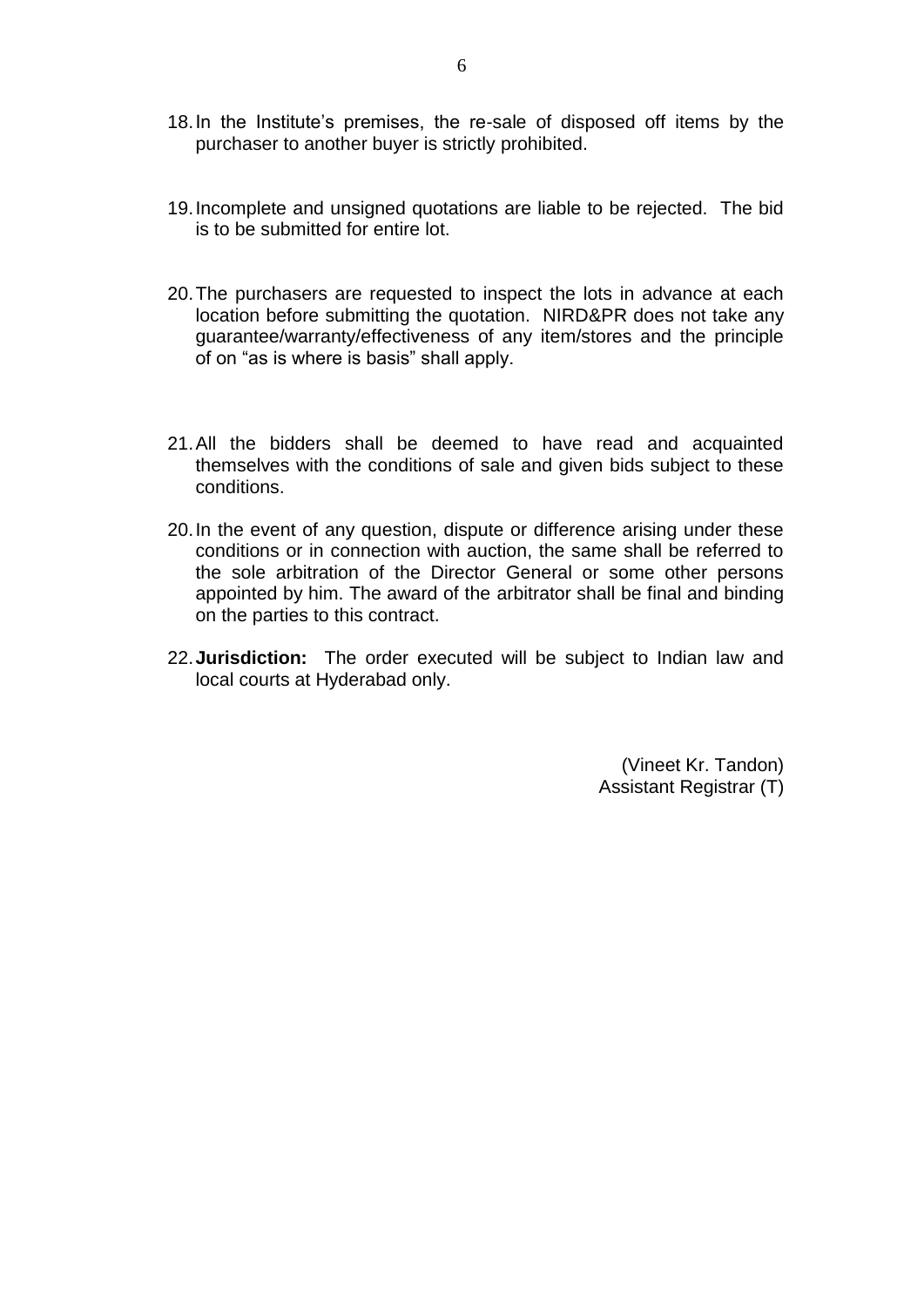18. In the Institute's premises, the re-sale of disposed off items by the purchaser to another buyer is strictly prohibited.

19. Incomplete and unsigned quotations are liable to be rejected. The bid is to be submitted for entire lot.

20. The purchasers are requested to inspect the lots in advance at each location before submitting the quotation. NIRD&PR does not take any guarantee/warranty/effectiveness of any item/stores and the principle of on "as is where is basis" shall apply.

21. All the bidders shall be deemed to have read and acquainted themselves with the conditions of sale and given bids subject to these conditions.

20. In the event of any question, dispute or difference arising under these conditions or in connection with auction, the same shall be referred to the sole arbitration of the Director General or some other persons appointed by him. The award of the arbitrator shall be final and binding on the parties to this contract.

22. **Jurisdiction:** The order executed will be subject to Indian law and local courts at Hyderabad only.

(Vineet Kr. Tandon)
Assistant Registrar (T)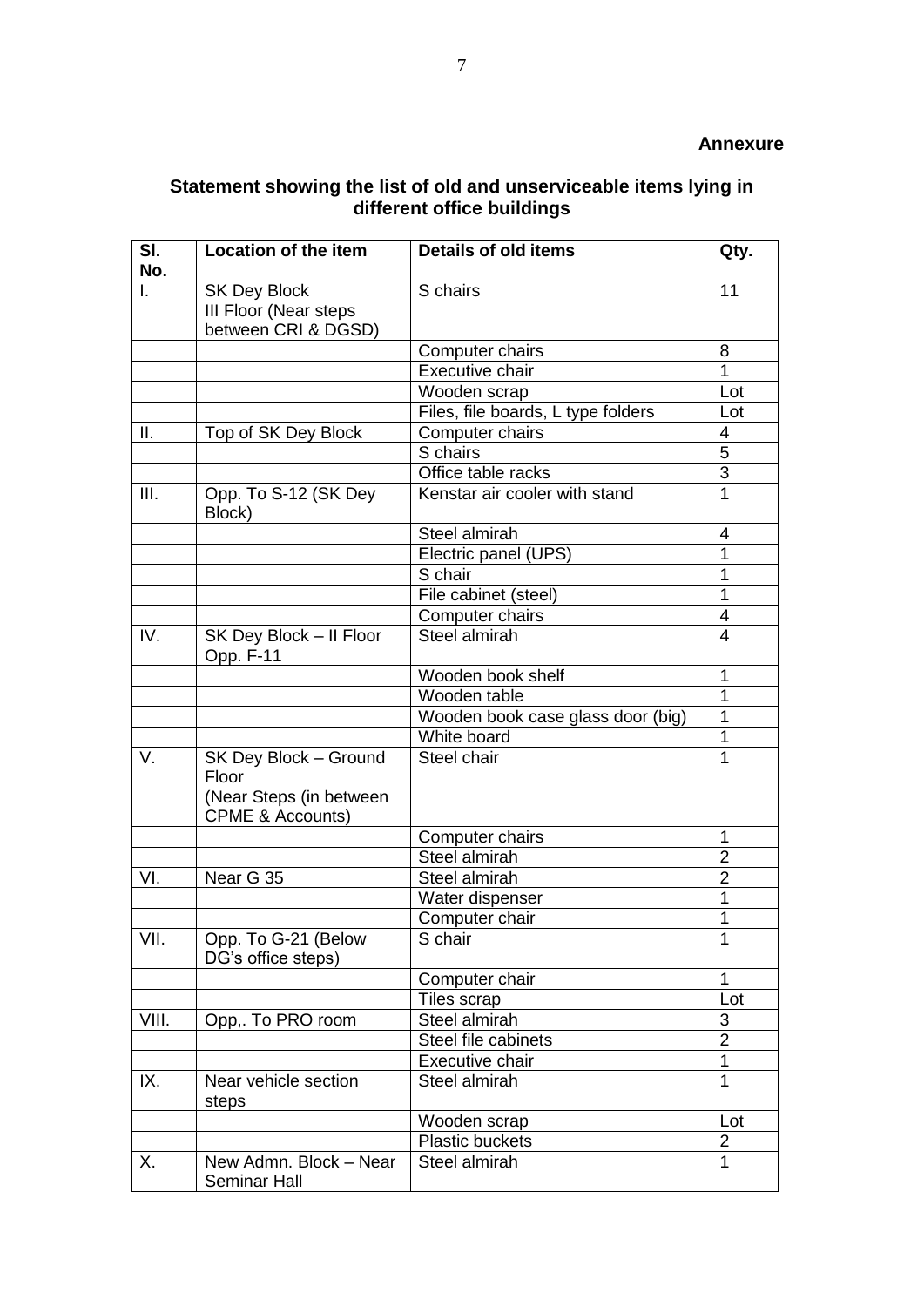**Annexure**

## Statement showing the list of old and unserviceable items lying in different office buildings

| Sl. No. | Location of the item | Details of old items | Qty. |
|---|---|---|---|
| I. | SK Dey Block III Floor (Near steps between CRI & DGSD) | S chairs | 11 |
| | | Computer chairs | 8 |
| | | Executive chair | 1 |
| | | Wooden scrap | Lot |
| | | Files, file boards, L type folders | Lot |
| II. | Top of SK Dey Block | Computer chairs | 4 |
| | | S chairs | 5 |
| | | Office table racks | 3 |
| III. | Opp. To S-12 (SK Dey Block) | Kenstar air cooler with stand | 1 |
| | | Steel almirah | 4 |
| | | Electric panel (UPS) | 1 |
| | | S chair | 1 |
| | | File cabinet (steel) | 1 |
| | | Computer chairs | 4 |
| IV. | SK Dey Block – II Floor Opp. F-11 | Steel almirah | 4 |
| | | Wooden book shelf | 1 |
| | | Wooden table | 1 |
| | | Wooden book case glass door (big) | 1 |
| | | White board | 1 |
| V. | SK Dey Block – Ground Floor (Near Steps (in between CPME & Accounts) | Steel chair | 1 |
| | | Computer chairs | 1 |
| | | Steel almirah | 2 |
| VI. | Near G 35 | Steel almirah | 2 |
| | | Water dispenser | 1 |
| | | Computer chair | 1 |
| VII. | Opp. To G-21 (Below DG's office steps) | S chair | 1 |
| | | Computer chair | 1 |
| | | Tiles scrap | Lot |
| VIII. | Opp,. To PRO room | Steel almirah | 3 |
| | | Steel file cabinets | 2 |
| | | Executive chair | 1 |
| IX. | Near vehicle section steps | Steel almirah | 1 |
| | | Wooden scrap | Lot |
| | | Plastic buckets | 2 |
| X. | New Admn. Block – Near Seminar Hall | Steel almirah | 1 |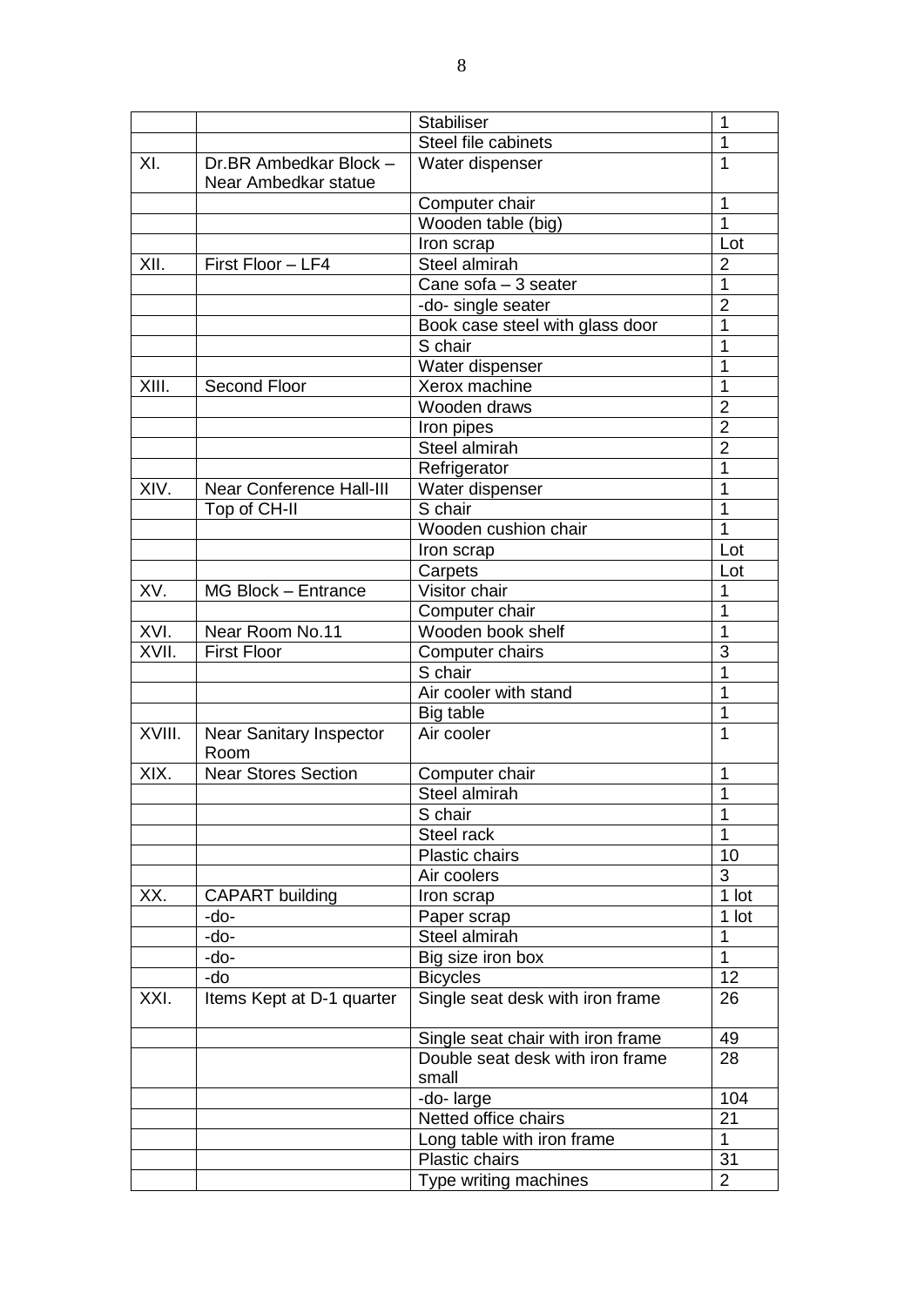| | | | |
|---|---|---|---|
| | | Stabiliser | 1 |
| | | Steel file cabinets | 1 |
| XI. | Dr.BR Ambedkar Block – Near Ambedkar statue | Water dispenser | 1 |
| | | Computer chair | 1 |
| | | Wooden table (big) | 1 |
| | | Iron scrap | Lot |
| XII. | First Floor – LF4 | Steel almirah | 2 |
| | | Cane sofa – 3 seater | 1 |
| | | -do- single seater | 2 |
| | | Book case steel with glass door | 1 |
| | | S chair | 1 |
| | | Water dispenser | 1 |
| XIII. | Second Floor | Xerox machine | 1 |
| | | Wooden draws | 2 |
| | | Iron pipes | 2 |
| | | Steel almirah | 2 |
| | | Refrigerator | 1 |
| XIV. | Near Conference Hall-III | Water dispenser | 1 |
| | Top of CH-II | S chair | 1 |
| | | Wooden cushion chair | 1 |
| | | Iron scrap | Lot |
| | | Carpets | Lot |
| XV. | MG Block – Entrance | Visitor chair | 1 |
| | | Computer chair | 1 |
| XVI. | Near Room No.11 | Wooden book shelf | 1 |
| XVII. | First Floor | Computer chairs | 3 |
| | | S chair | 1 |
| | | Air cooler with stand | 1 |
| | | Big table | 1 |
| XVIII. | Near Sanitary Inspector Room | Air cooler | 1 |
| XIX. | Near Stores Section | Computer chair | 1 |
| | | Steel almirah | 1 |
| | | S chair | 1 |
| | | Steel rack | 1 |
| | | Plastic chairs | 10 |
| | | Air coolers | 3 |
| XX. | CAPART building | Iron scrap | 1 lot |
| | -do- | Paper scrap | 1 lot |
| | -do- | Steel almirah | 1 |
| | -do- | Big size iron box | 1 |
| | -do | Bicycles | 12 |
| XXI. | Items Kept at D-1 quarter | Single seat desk with iron frame | 26 |
| | | Single seat chair with iron frame | 49 |
| | | Double seat desk with iron frame small | 28 |
| | | -do- large | 104 |
| | | Netted office chairs | 21 |
| | | Long table with iron frame | 1 |
| | | Plastic chairs | 31 |
| | | Type writing machines | 2 |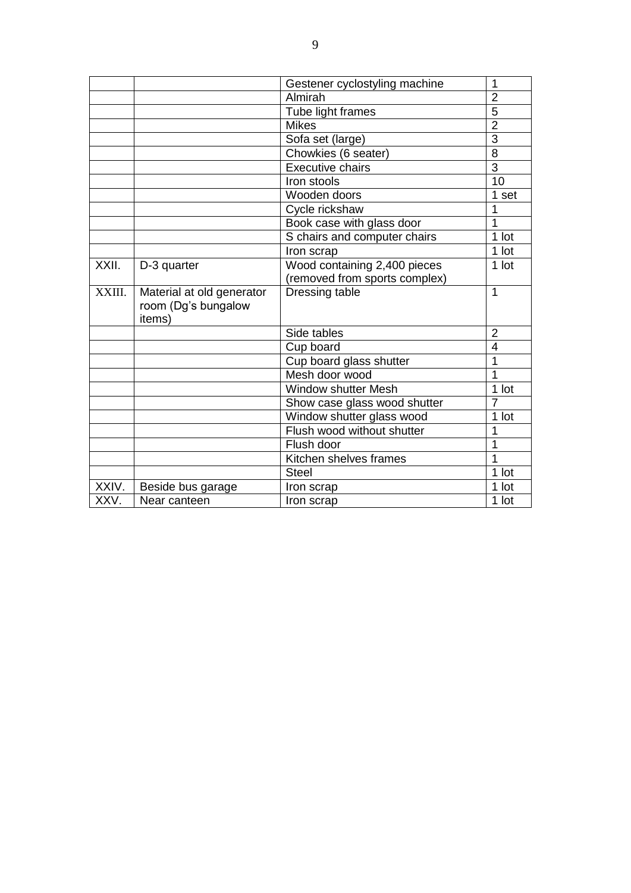| | | | |
|---|---|---|---|
| | | Gestener cyclostyling machine | 1 |
| | | Almirah | 2 |
| | | Tube light frames | 5 |
| | | Mikes | 2 |
| | | Sofa set (large) | 3 |
| | | Chowkies (6 seater) | 8 |
| | | Executive chairs | 3 |
| | | Iron stools | 10 |
| | | Wooden doors | 1 set |
| | | Cycle rickshaw | 1 |
| | | Book case with glass door | 1 |
| | | S chairs and computer chairs | 1 lot |
| | | Iron scrap | 1 lot |
| XXII. | D-3 quarter | Wood containing 2,400 pieces (removed from sports complex) | 1 lot |
| XXIII. | Material at old generator room (Dg's bungalow items) | Dressing table | 1 |
| | | Side tables | 2 |
| | | Cup board | 4 |
| | | Cup board glass shutter | 1 |
| | | Mesh door wood | 1 |
| | | Window shutter Mesh | 1 lot |
| | | Show case glass wood shutter | 7 |
| | | Window shutter glass wood | 1 lot |
| | | Flush wood without shutter | 1 |
| | | Flush door | 1 |
| | | Kitchen shelves frames | 1 |
| | | Steel | 1 lot |
| XXIV. | Beside bus garage | Iron scrap | 1 lot |
| XXV. | Near canteen | Iron scrap | 1 lot |